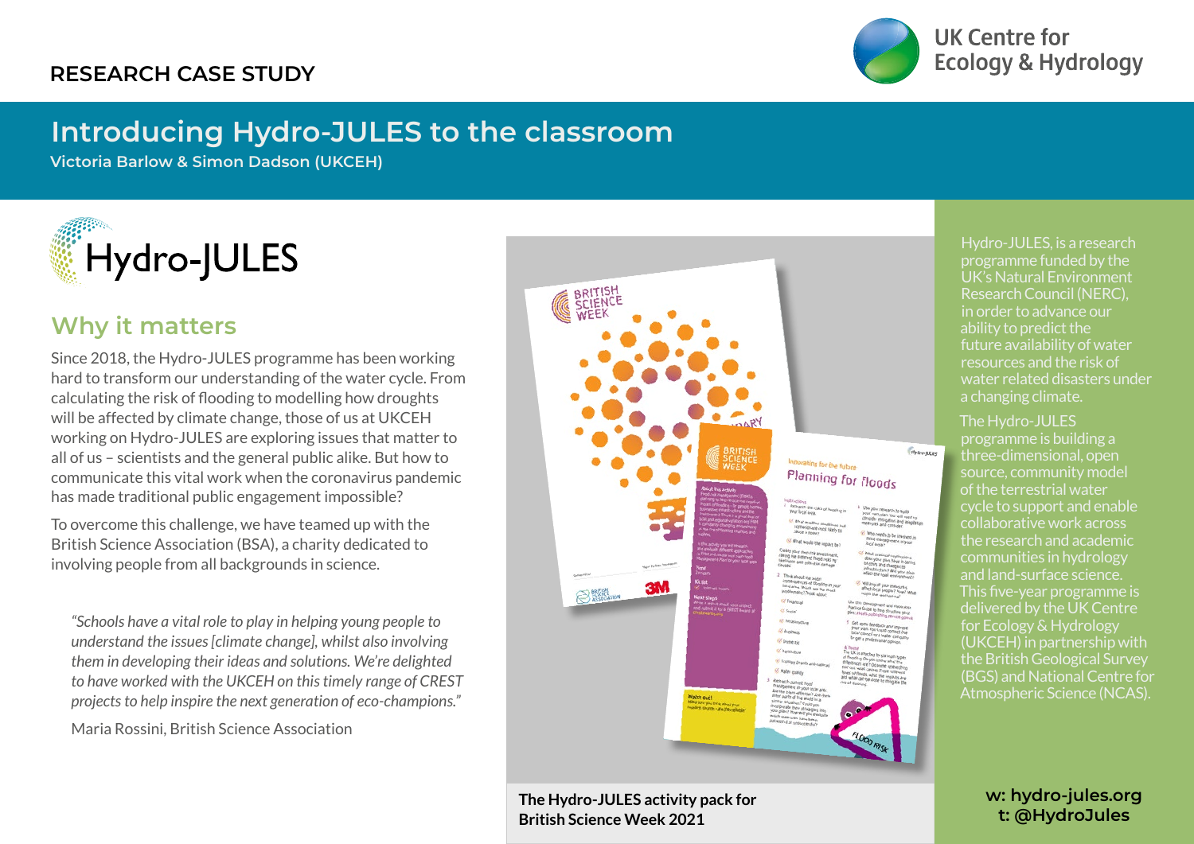RESEARCH CASE STUDY

UK Centre for Ecology & Hydrology

# Introducing Hydro-JULES to the classroom

**Victoria Barlow & Simon Dadson (UKCEH)**

Hydro-JULES

## Why it matters

Since 2018, the Hydro-JULES programme has been working hard to transform our understanding of the water cycle. From calculating the risk of flooding to modelling how droughts will be affected by climate change, those of us at UKCEH working on Hydro-JULES are exploring issues that matter to all of us – scientists and the general public alike. But how to communicate this vital work when the coronavirus pandemic has made traditional public engagement impossible?

To overcome this challenge, we have teamed up with the British Science Association (BSA), a charity dedicated to involving people from all backgrounds in science.

> *"Schools have a vital role to play in helping young people to understand the issues [climate change], whilst also involving them in developing their ideas and solutions. We're delighted to have worked with the UKCEH on this timely range of CREST projects to help inspire the next generation of eco-champions."*
>
> Maria Rossini, British Science Association

**The Hydro-JULES activity pack for British Science Week 2021**

Hydro-JULES, is a research programme funded by the UK's Natural Environment Research Council (NERC), in order to advance our ability to predict the future availability of water resources and the risk of water related disasters under a changing climate.

The Hydro-JULES programme is building a three-dimensional, open source, community model of the terrestrial water cycle to support and enable collaborative work across the research and academic communities in hydrology and land-surface science. This five-year programme is delivered by the UK Centre for Ecology & Hydrology (UKCEH) in partnership with the British Geological Survey (BGS) and National Centre for Atmospheric Science (NCAS).

**w: hydro-jules.org**
**t: @HydroJules**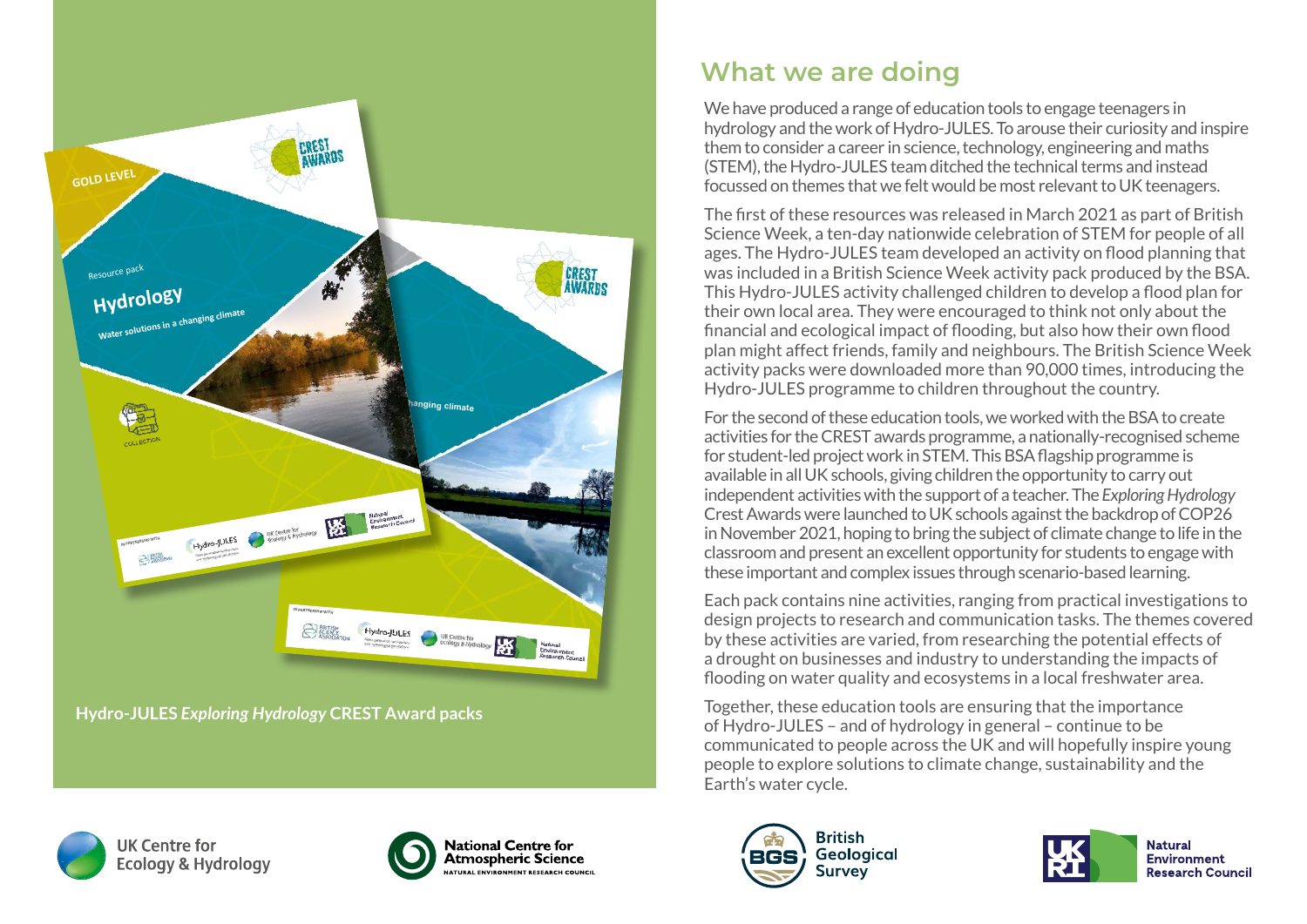## What we are doing

We have produced a range of education tools to engage teenagers in hydrology and the work of Hydro-JULES. To arouse their curiosity and inspire them to consider a career in science, technology, engineering and maths (STEM), the Hydro-JULES team ditched the technical terms and instead focussed on themes that we felt would be most relevant to UK teenagers.

The first of these resources was released in March 2021 as part of British Science Week, a ten-day nationwide celebration of STEM for people of all ages. The Hydro-JULES team developed an activity on flood planning that was included in a British Science Week activity pack produced by the BSA. This Hydro-JULES activity challenged children to develop a flood plan for their own local area. They were encouraged to think not only about the financial and ecological impact of flooding, but also how their own flood plan might affect friends, family and neighbours. The British Science Week activity packs were downloaded more than 90,000 times, introducing the Hydro-JULES programme to children throughout the country.

For the second of these education tools, we worked with the BSA to create activities for the CREST awards programme, a nationally-recognised scheme for student-led project work in STEM. This BSA flagship programme is available in all UK schools, giving children the opportunity to carry out independent activities with the support of a teacher. The *Exploring Hydrology* Crest Awards were launched to UK schools against the backdrop of COP26 in November 2021, hoping to bring the subject of climate change to life in the classroom and present an excellent opportunity for students to engage with these important and complex issues through scenario-based learning.

Each pack contains nine activities, ranging from practical investigations to design projects to research and communication tasks. The themes covered by these activities are varied, from researching the potential effects of a drought on businesses and industry to understanding the impacts of flooding on water quality and ecosystems in a local freshwater area.

Together, these education tools are ensuring that the importance of Hydro-JULES – and of hydrology in general – continue to be communicated to people across the UK and will hopefully inspire young people to explore solutions to climate change, sustainability and the Earth's water cycle.

**Hydro-JULES *Exploring Hydrology* CREST Award packs**

UK Centre for Ecology & Hydrology

National Centre for Atmospheric Science
NATURAL ENVIRONMENT RESEARCH COUNCIL

British Geological Survey

Natural Environment Research Council